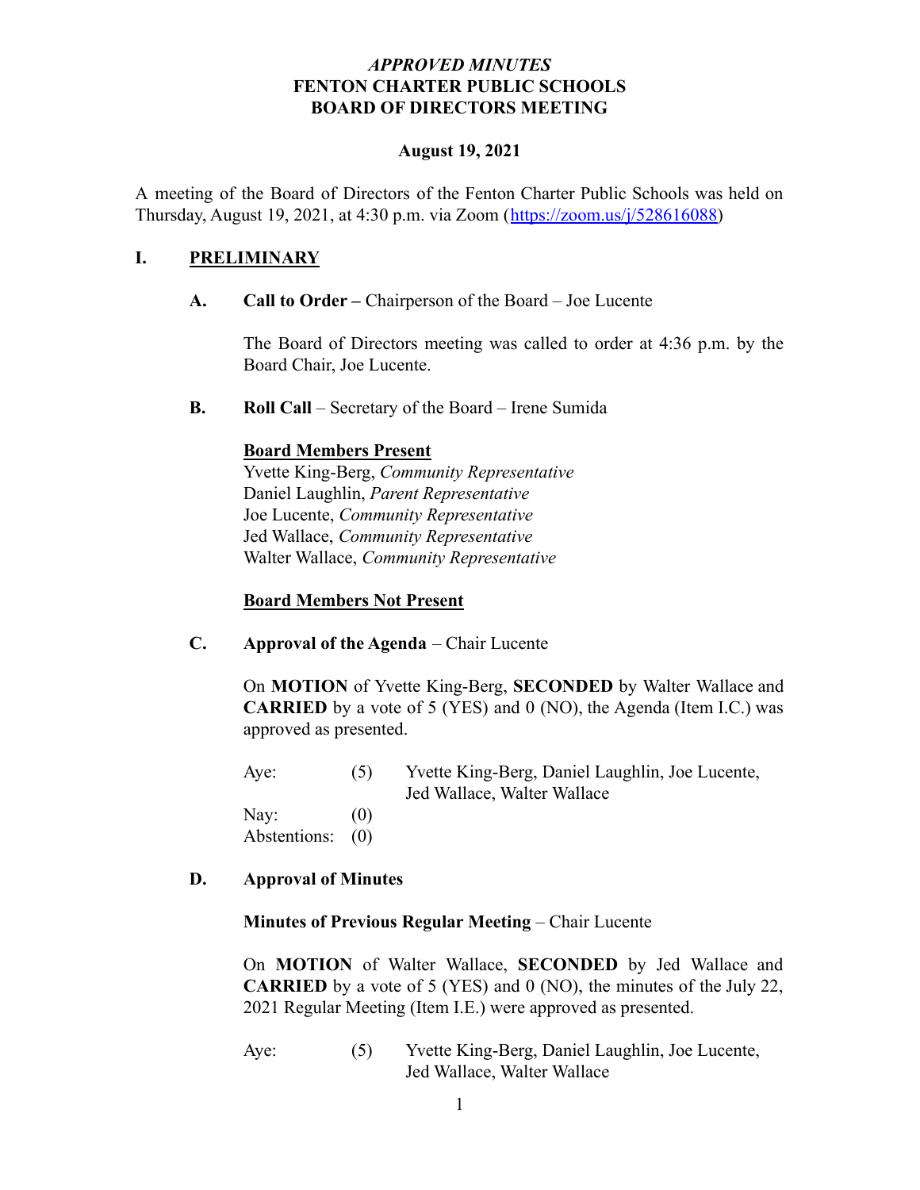# *APPROVED MINUTES*
# FENTON CHARTER PUBLIC SCHOOLS
# BOARD OF DIRECTORS MEETING

**August 19, 2021**

A meeting of the Board of Directors of the Fenton Charter Public Schools was held on Thursday, August 19, 2021, at 4:30 p.m. via Zoom (https://zoom.us/j/528616088)

## I. PRELIMINARY

**A. Call to Order –** Chairperson of the Board – Joe Lucente

The Board of Directors meeting was called to order at 4:36 p.m. by the Board Chair, Joe Lucente.

**B. Roll Call** – Secretary of the Board – Irene Sumida

**Board Members Present**

Yvette King-Berg, *Community Representative*
Daniel Laughlin, *Parent Representative*
Joe Lucente, *Community Representative*
Jed Wallace, *Community Representative*
Walter Wallace, *Community Representative*

**Board Members Not Present**

**C. Approval of the Agenda** – Chair Lucente

On **MOTION** of Yvette King-Berg, **SECONDED** by Walter Wallace and **CARRIED** by a vote of 5 (YES) and 0 (NO), the Agenda (Item I.C.) was approved as presented.

| | | |
|---|---|---|
| Aye: | (5) | Yvette King-Berg, Daniel Laughlin, Joe Lucente, Jed Wallace, Walter Wallace |
| Nay: | (0) | |
| Abstentions: | (0) | |

**D. Approval of Minutes**

**Minutes of Previous Regular Meeting** – Chair Lucente

On **MOTION** of Walter Wallace, **SECONDED** by Jed Wallace and **CARRIED** by a vote of 5 (YES) and 0 (NO), the minutes of the July 22, 2021 Regular Meeting (Item I.E.) were approved as presented.

| | | |
|---|---|---|
| Aye: | (5) | Yvette King-Berg, Daniel Laughlin, Joe Lucente, Jed Wallace, Walter Wallace |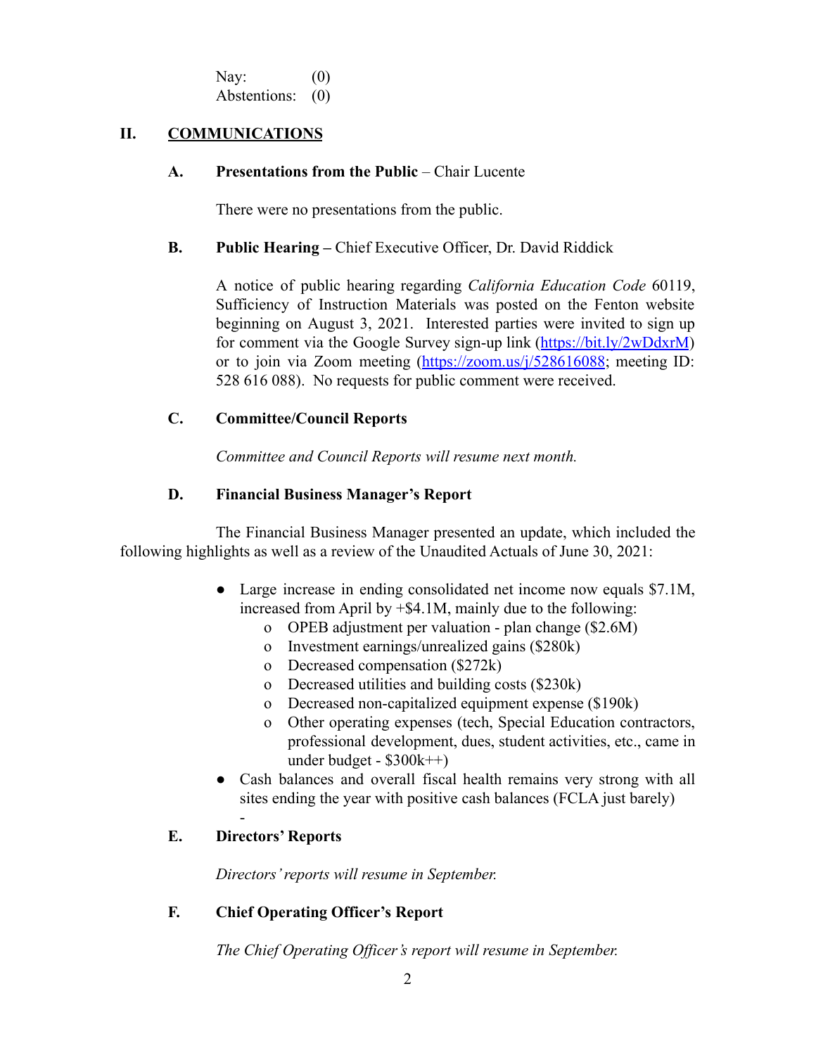Nay: (0)
Abstentions: (0)

## II. COMMUNICATIONS

### A. Presentations from the Public – Chair Lucente

There were no presentations from the public.

### B. Public Hearing – Chief Executive Officer, Dr. David Riddick

A notice of public hearing regarding *California Education Code* 60119, Sufficiency of Instruction Materials was posted on the Fenton website beginning on August 3, 2021. Interested parties were invited to sign up for comment via the Google Survey sign-up link (https://bit.ly/2wDdxrM) or to join via Zoom meeting (https://zoom.us/j/528616088; meeting ID: 528 616 088). No requests for public comment were received.

### C. Committee/Council Reports

*Committee and Council Reports will resume next month.*

### D. Financial Business Manager's Report

The Financial Business Manager presented an update, which included the following highlights as well as a review of the Unaudited Actuals of June 30, 2021:

- Large increase in ending consolidated net income now equals $7.1M, increased from April by +$4.1M, mainly due to the following:
  - OPEB adjustment per valuation - plan change ($2.6M)
  - Investment earnings/unrealized gains ($280k)
  - Decreased compensation ($272k)
  - Decreased utilities and building costs ($230k)
  - Decreased non-capitalized equipment expense ($190k)
  - Other operating expenses (tech, Special Education contractors, professional development, dues, student activities, etc., came in under budget - $300k++)
- Cash balances and overall fiscal health remains very strong with all sites ending the year with positive cash balances (FCLA just barely)

-

### E. Directors' Reports

*Directors' reports will resume in September.*

### F. Chief Operating Officer's Report

*The Chief Operating Officer's report will resume in September.*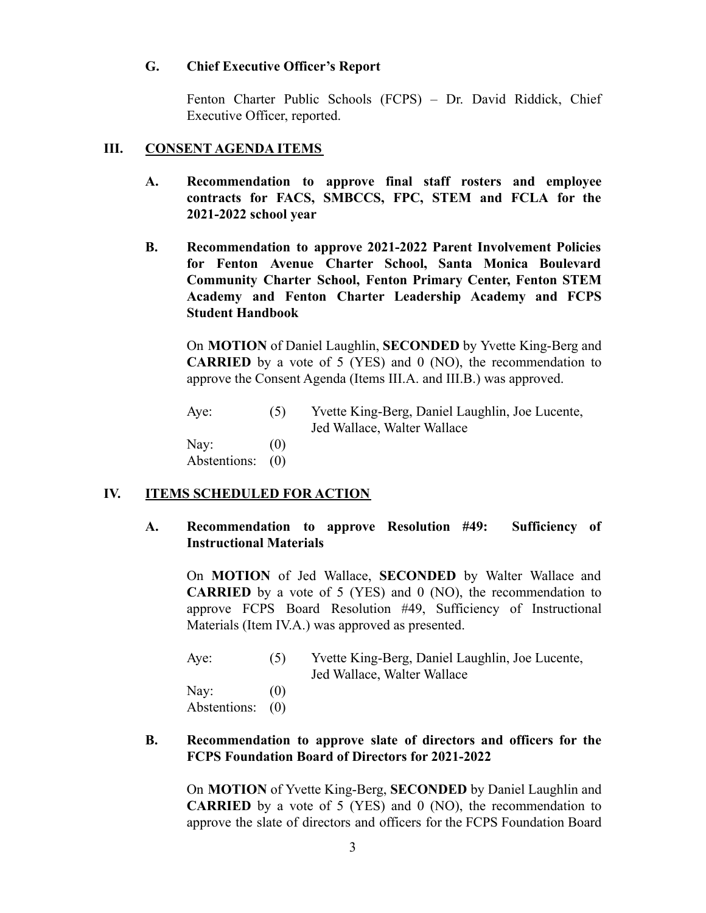### G. Chief Executive Officer's Report

Fenton Charter Public Schools (FCPS) – Dr. David Riddick, Chief Executive Officer, reported.

## III. CONSENT AGENDA ITEMS

### A. Recommendation to approve final staff rosters and employee contracts for FACS, SMBCCS, FPC, STEM and FCLA for the 2021-2022 school year

### B. Recommendation to approve 2021-2022 Parent Involvement Policies for Fenton Avenue Charter School, Santa Monica Boulevard Community Charter School, Fenton Primary Center, Fenton STEM Academy and Fenton Charter Leadership Academy and FCPS Student Handbook

On **MOTION** of Daniel Laughlin, **SECONDED** by Yvette King-Berg and **CARRIED** by a vote of 5 (YES) and 0 (NO), the recommendation to approve the Consent Agenda (Items III.A. and III.B.) was approved.

| | | |
|---|---|---|
| Aye: | (5) | Yvette King-Berg, Daniel Laughlin, Joe Lucente, Jed Wallace, Walter Wallace |
| Nay: | (0) | |
| Abstentions: | (0) | |

## IV. ITEMS SCHEDULED FOR ACTION

### A. Recommendation to approve Resolution #49: Sufficiency of Instructional Materials

On **MOTION** of Jed Wallace, **SECONDED** by Walter Wallace and **CARRIED** by a vote of 5 (YES) and 0 (NO), the recommendation to approve FCPS Board Resolution #49, Sufficiency of Instructional Materials (Item IV.A.) was approved as presented.

| | | |
|---|---|---|
| Aye: | (5) | Yvette King-Berg, Daniel Laughlin, Joe Lucente, Jed Wallace, Walter Wallace |
| Nay: | (0) | |
| Abstentions: | (0) | |

### B. Recommendation to approve slate of directors and officers for the FCPS Foundation Board of Directors for 2021-2022

On **MOTION** of Yvette King-Berg, **SECONDED** by Daniel Laughlin and **CARRIED** by a vote of 5 (YES) and 0 (NO), the recommendation to approve the slate of directors and officers for the FCPS Foundation Board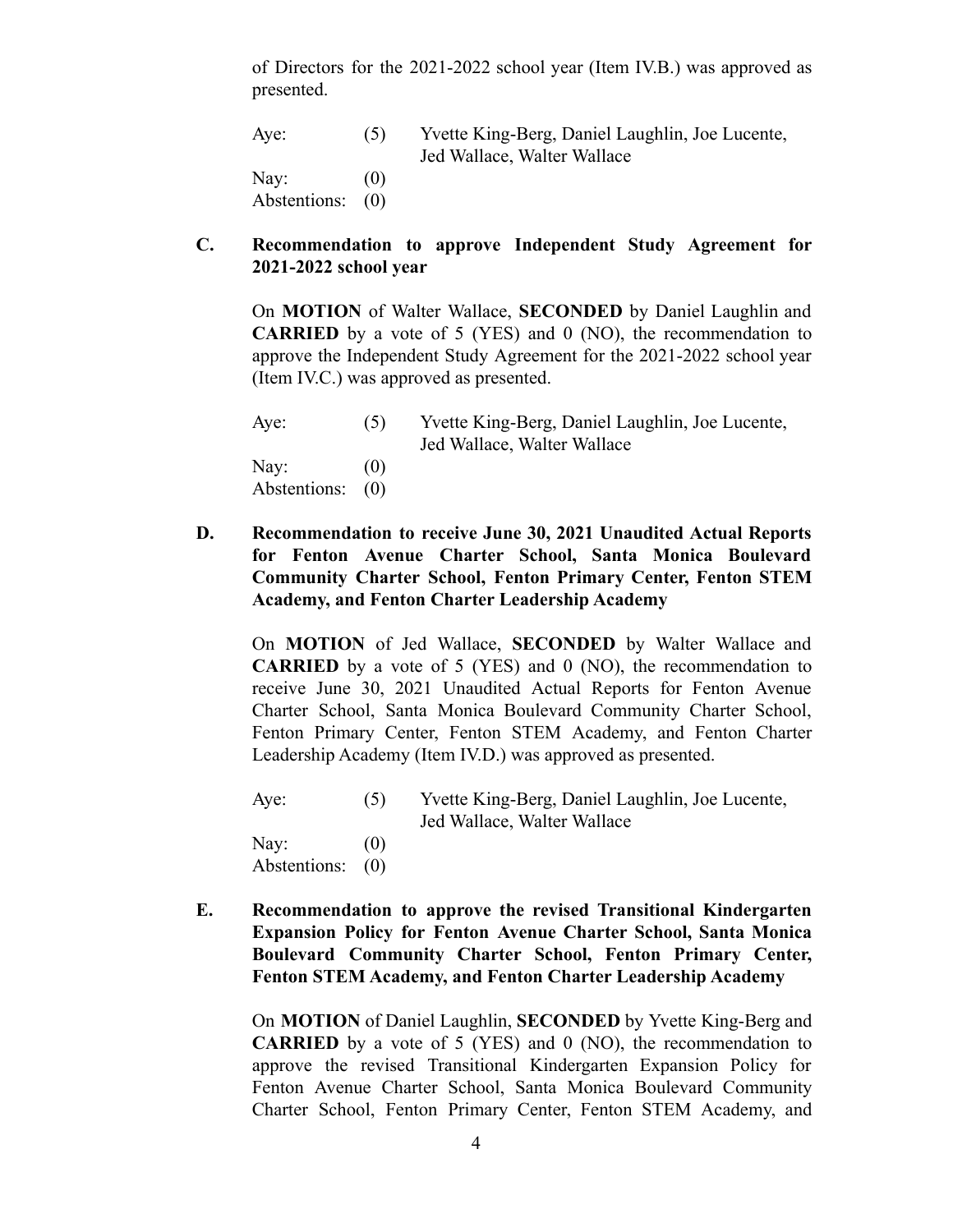of Directors for the 2021-2022 school year (Item IV.B.) was approved as presented.

| | | |
|---|---|---|
| Aye: | (5) | Yvette King-Berg, Daniel Laughlin, Joe Lucente, Jed Wallace, Walter Wallace |
| Nay: | (0) | |
| Abstentions: | (0) | |

**C. Recommendation to approve Independent Study Agreement for 2021-2022 school year**

On **MOTION** of Walter Wallace, **SECONDED** by Daniel Laughlin and **CARRIED** by a vote of 5 (YES) and 0 (NO), the recommendation to approve the Independent Study Agreement for the 2021-2022 school year (Item IV.C.) was approved as presented.

| | | |
|---|---|---|
| Aye: | (5) | Yvette King-Berg, Daniel Laughlin, Joe Lucente, Jed Wallace, Walter Wallace |
| Nay: | (0) | |
| Abstentions: | (0) | |

**D. Recommendation to receive June 30, 2021 Unaudited Actual Reports for Fenton Avenue Charter School, Santa Monica Boulevard Community Charter School, Fenton Primary Center, Fenton STEM Academy, and Fenton Charter Leadership Academy**

On **MOTION** of Jed Wallace, **SECONDED** by Walter Wallace and **CARRIED** by a vote of 5 (YES) and 0 (NO), the recommendation to receive June 30, 2021 Unaudited Actual Reports for Fenton Avenue Charter School, Santa Monica Boulevard Community Charter School, Fenton Primary Center, Fenton STEM Academy, and Fenton Charter Leadership Academy (Item IV.D.) was approved as presented.

| | | |
|---|---|---|
| Aye: | (5) | Yvette King-Berg, Daniel Laughlin, Joe Lucente, Jed Wallace, Walter Wallace |
| Nay: | (0) | |
| Abstentions: | (0) | |

**E. Recommendation to approve the revised Transitional Kindergarten Expansion Policy for Fenton Avenue Charter School, Santa Monica Boulevard Community Charter School, Fenton Primary Center, Fenton STEM Academy, and Fenton Charter Leadership Academy**

On **MOTION** of Daniel Laughlin, **SECONDED** by Yvette King-Berg and **CARRIED** by a vote of 5 (YES) and 0 (NO), the recommendation to approve the revised Transitional Kindergarten Expansion Policy for Fenton Avenue Charter School, Santa Monica Boulevard Community Charter School, Fenton Primary Center, Fenton STEM Academy, and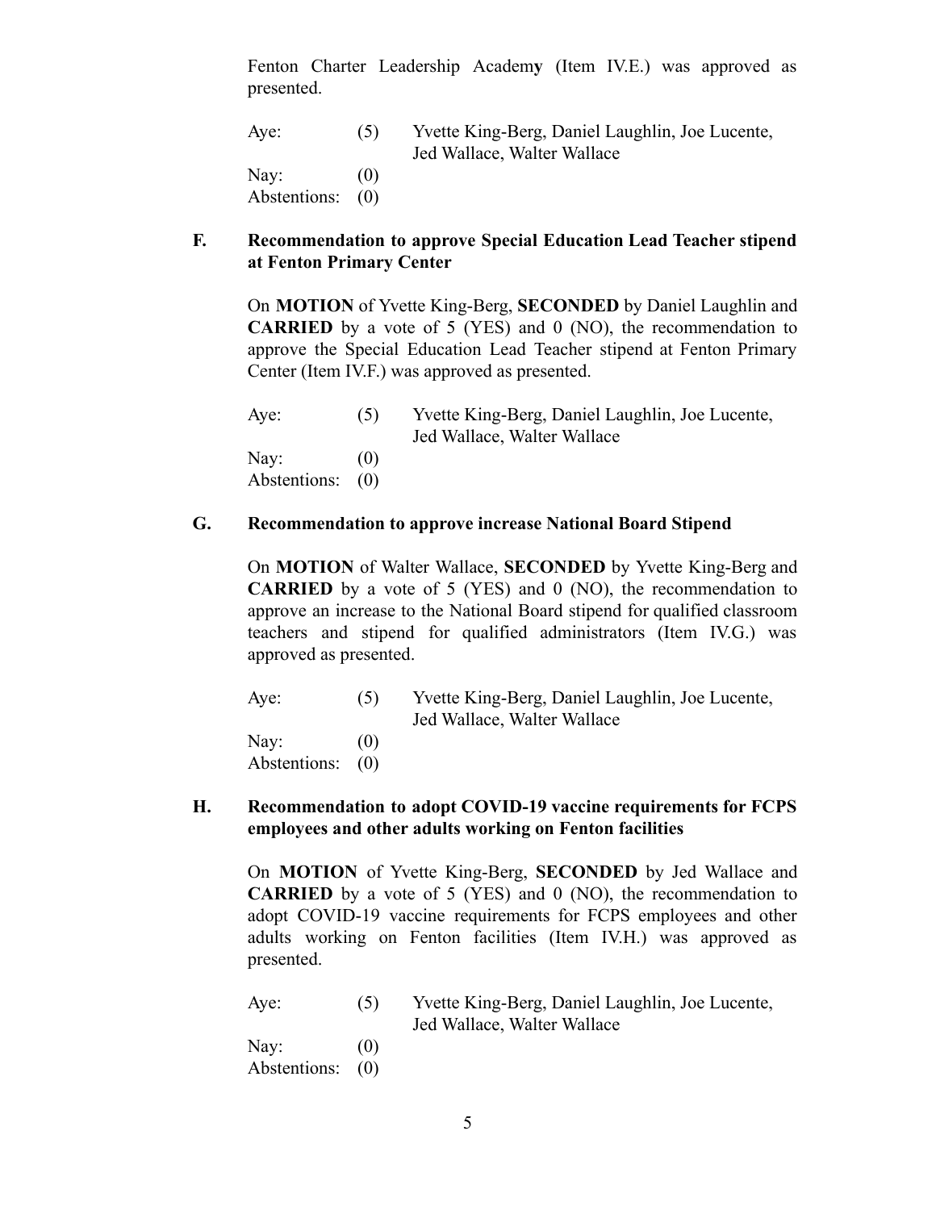Fenton Charter Leadership Academy (Item IV.E.) was approved as presented.

| | | |
|---|---|---|
| Aye: | (5) | Yvette King-Berg, Daniel Laughlin, Joe Lucente, Jed Wallace, Walter Wallace |
| Nay: | (0) | |
| Abstentions: | (0) | |

**F. Recommendation to approve Special Education Lead Teacher stipend at Fenton Primary Center**

On **MOTION** of Yvette King-Berg, **SECONDED** by Daniel Laughlin and **CARRIED** by a vote of 5 (YES) and 0 (NO), the recommendation to approve the Special Education Lead Teacher stipend at Fenton Primary Center (Item IV.F.) was approved as presented.

| | | |
|---|---|---|
| Aye: | (5) | Yvette King-Berg, Daniel Laughlin, Joe Lucente, Jed Wallace, Walter Wallace |
| Nay: | (0) | |
| Abstentions: | (0) | |

**G. Recommendation to approve increase National Board Stipend**

On **MOTION** of Walter Wallace, **SECONDED** by Yvette King-Berg and **CARRIED** by a vote of 5 (YES) and 0 (NO), the recommendation to approve an increase to the National Board stipend for qualified classroom teachers and stipend for qualified administrators (Item IV.G.) was approved as presented.

| | | |
|---|---|---|
| Aye: | (5) | Yvette King-Berg, Daniel Laughlin, Joe Lucente, Jed Wallace, Walter Wallace |
| Nay: | (0) | |
| Abstentions: | (0) | |

**H. Recommendation to adopt COVID-19 vaccine requirements for FCPS employees and other adults working on Fenton facilities**

On **MOTION** of Yvette King-Berg, **SECONDED** by Jed Wallace and **CARRIED** by a vote of 5 (YES) and 0 (NO), the recommendation to adopt COVID-19 vaccine requirements for FCPS employees and other adults working on Fenton facilities (Item IV.H.) was approved as presented.

| | | |
|---|---|---|
| Aye: | (5) | Yvette King-Berg, Daniel Laughlin, Joe Lucente, Jed Wallace, Walter Wallace |
| Nay: | (0) | |
| Abstentions: | (0) | |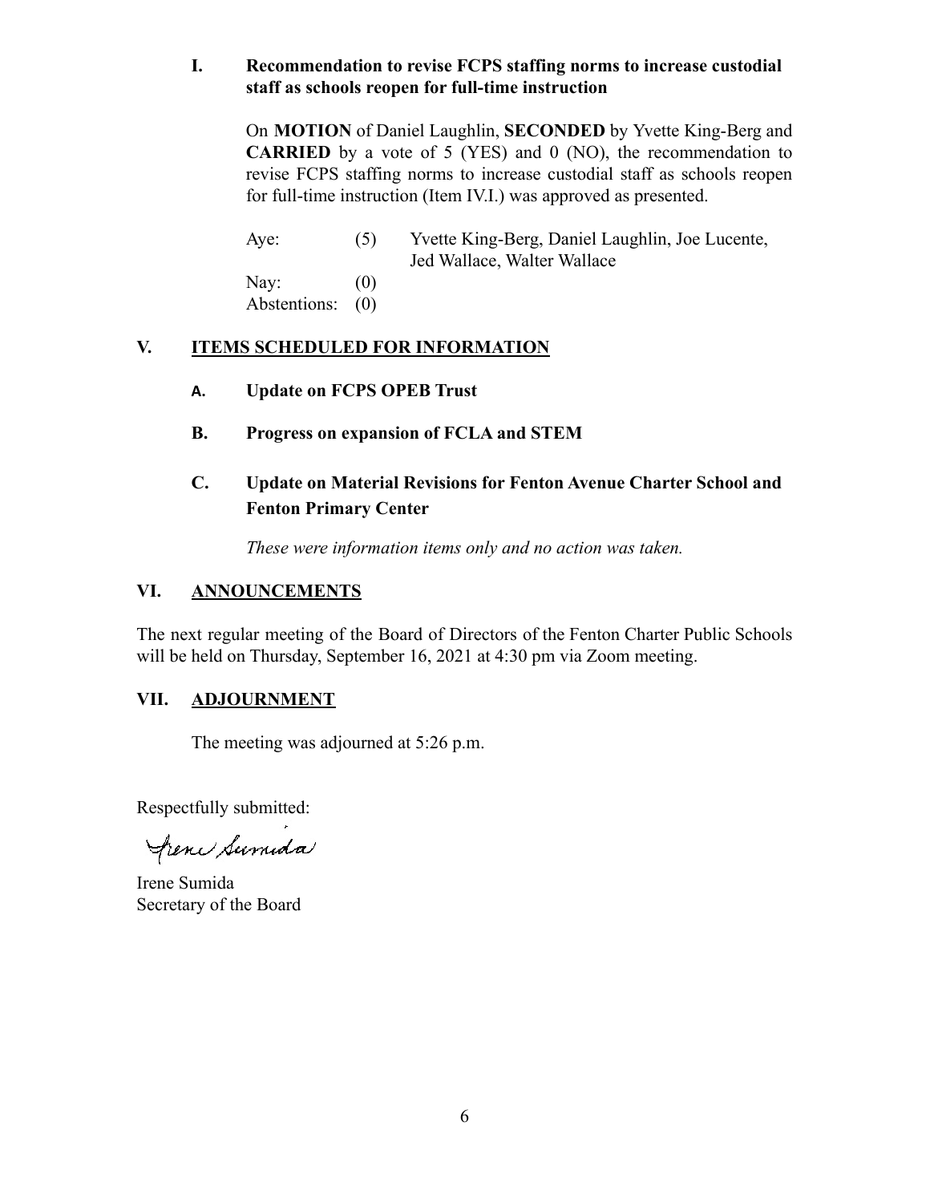**I. Recommendation to revise FCPS staffing norms to increase custodial staff as schools reopen for full-time instruction**

On **MOTION** of Daniel Laughlin, **SECONDED** by Yvette King-Berg and **CARRIED** by a vote of 5 (YES) and 0 (NO), the recommendation to revise FCPS staffing norms to increase custodial staff as schools reopen for full-time instruction (Item IV.I.) was approved as presented.

| | | |
|---|---|---|
| Aye: | (5) | Yvette King-Berg, Daniel Laughlin, Joe Lucente, Jed Wallace, Walter Wallace |
| Nay: | (0) | |
| Abstentions: | (0) | |

## V. ITEMS SCHEDULED FOR INFORMATION

**A. Update on FCPS OPEB Trust**

**B. Progress on expansion of FCLA and STEM**

**C. Update on Material Revisions for Fenton Avenue Charter School and Fenton Primary Center**

*These were information items only and no action was taken.*

## VI. ANNOUNCEMENTS

The next regular meeting of the Board of Directors of the Fenton Charter Public Schools will be held on Thursday, September 16, 2021 at 4:30 pm via Zoom meeting.

## VII. ADJOURNMENT

The meeting was adjourned at 5:26 p.m.

Respectfully submitted:

Irene Sumida

Irene Sumida
Secretary of the Board